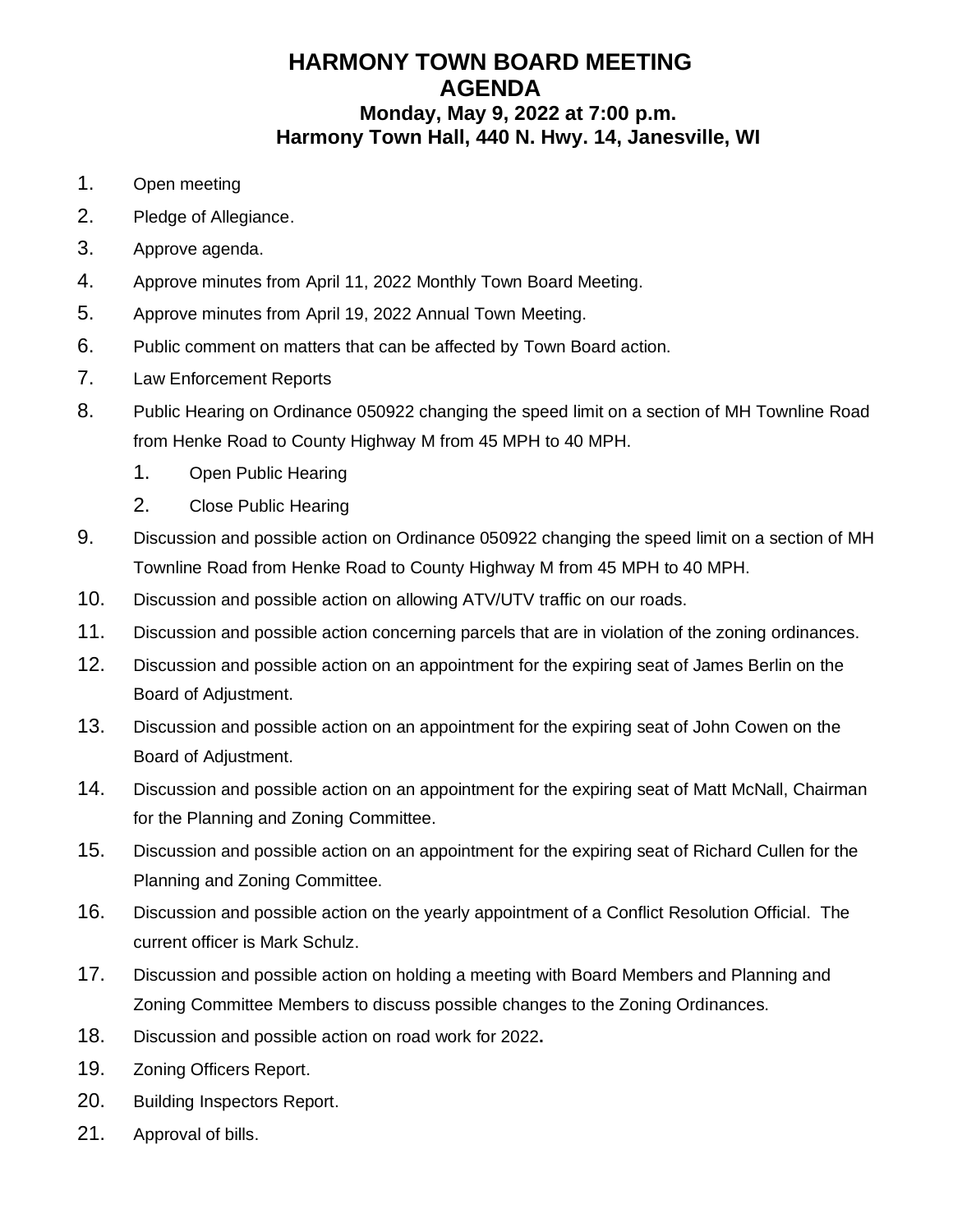# HARMONY TOWN BOARD MEETING
# AGENDA

### Monday, May 9, 2022 at 7:00 p.m.
### Harmony Town Hall, 440 N. Hwy. 14, Janesville, WI

1. Open meeting
2. Pledge of Allegiance.
3. Approve agenda.
4. Approve minutes from April 11, 2022 Monthly Town Board Meeting.
5. Approve minutes from April 19, 2022 Annual Town Meeting.
6. Public comment on matters that can be affected by Town Board action.
7. Law Enforcement Reports
8. Public Hearing on Ordinance 050922 changing the speed limit on a section of MH Townline Road from Henke Road to County Highway M from 45 MPH to 40 MPH.
    1. Open Public Hearing
    2. Close Public Hearing
9. Discussion and possible action on Ordinance 050922 changing the speed limit on a section of MH Townline Road from Henke Road to County Highway M from 45 MPH to 40 MPH.
10. Discussion and possible action on allowing ATV/UTV traffic on our roads.
11. Discussion and possible action concerning parcels that are in violation of the zoning ordinances.
12. Discussion and possible action on an appointment for the expiring seat of James Berlin on the Board of Adjustment.
13. Discussion and possible action on an appointment for the expiring seat of John Cowen on the Board of Adjustment.
14. Discussion and possible action on an appointment for the expiring seat of Matt McNall, Chairman for the Planning and Zoning Committee.
15. Discussion and possible action on an appointment for the expiring seat of Richard Cullen for the Planning and Zoning Committee.
16. Discussion and possible action on the yearly appointment of a Conflict Resolution Official. The current officer is Mark Schulz.
17. Discussion and possible action on holding a meeting with Board Members and Planning and Zoning Committee Members to discuss possible changes to the Zoning Ordinances.
18. Discussion and possible action on road work for 2022**.**
19. Zoning Officers Report.
20. Building Inspectors Report.
21. Approval of bills.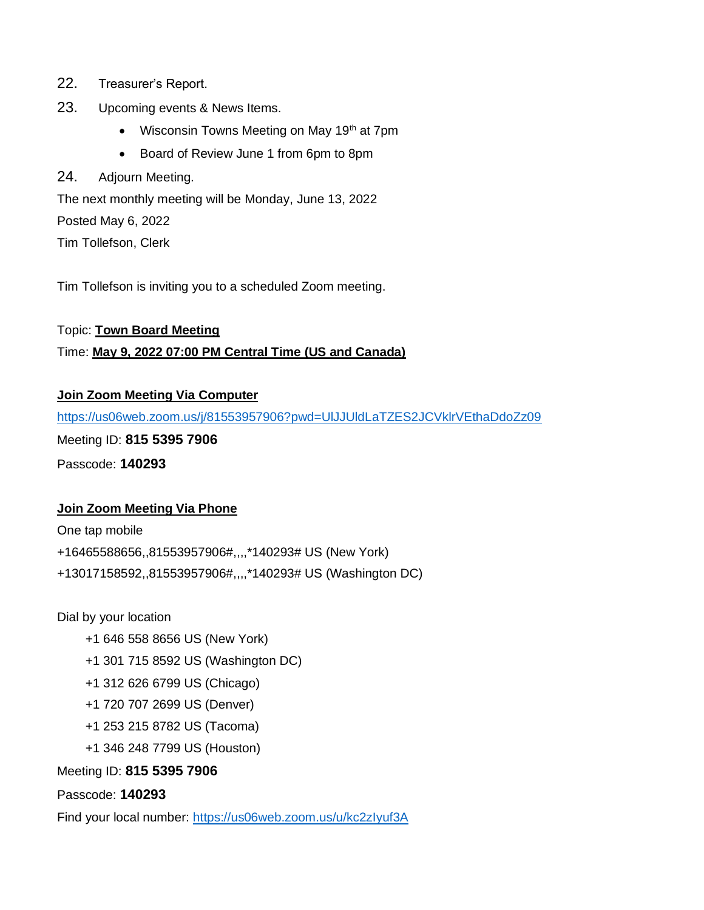22. Treasurer's Report.

23. Upcoming events & News Items.

    - Wisconsin Towns Meeting on May 19th at 7pm
    - Board of Review June 1 from 6pm to 8pm

24. Adjourn Meeting.

The next monthly meeting will be Monday, June 13, 2022

Posted May 6, 2022

Tim Tollefson, Clerk

Tim Tollefson is inviting you to a scheduled Zoom meeting.

Topic: **Town Board Meeting**

Time: **May 9, 2022 07:00 PM Central Time (US and Canada)**

**Join Zoom Meeting Via Computer**

https://us06web.zoom.us/j/81553957906?pwd=UlJJUldLaTZES2JCVklrVEthaDdoZz09

Meeting ID: **815 5395 7906**

Passcode: **140293**

**Join Zoom Meeting Via Phone**

One tap mobile

+16465588656,,81553957906#,,,,*140293# US (New York)

+13017158592,,81553957906#,,,,*140293# US (Washington DC)

Dial by your location

+1 646 558 8656 US (New York)

+1 301 715 8592 US (Washington DC)

+1 312 626 6799 US (Chicago)

+1 720 707 2699 US (Denver)

+1 253 215 8782 US (Tacoma)

+1 346 248 7799 US (Houston)

Meeting ID: **815 5395 7906**

Passcode: **140293**

Find your local number: https://us06web.zoom.us/u/kc2zIyuf3A